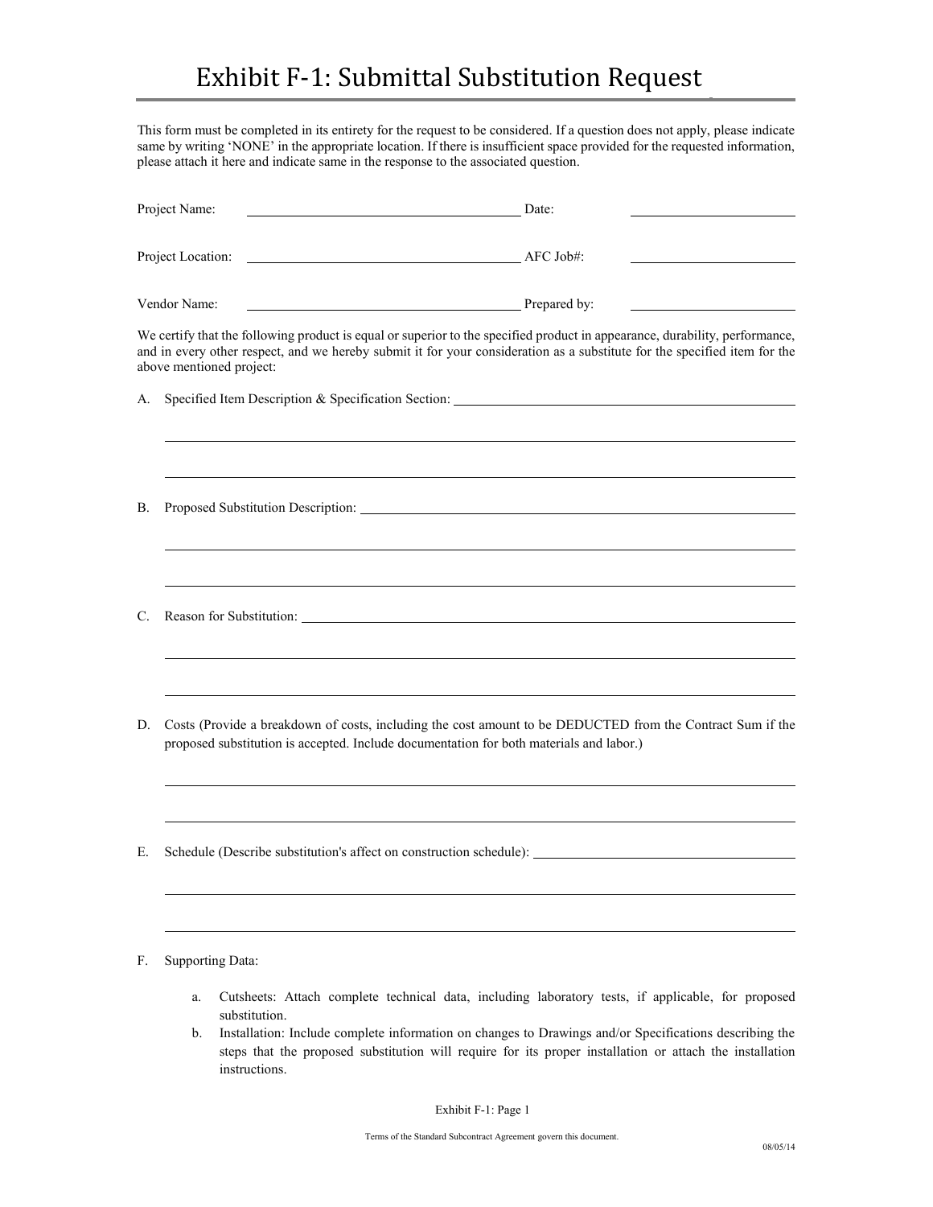# Exhibit F-1: Submittal Substitution Request

This form must be completed in its entirety for the request to be considered. If a question does not apply, please indicate same by writing 'NONE' in the appropriate location. If there is insufficient space provided for the requested information, please attach it here and indicate same in the response to the associated question.

Project Name: ______________________________ Date: ______________

Project Location: ______________________________ AFC Job#: ______________

Vendor Name: ______________________________ Prepared by: ______________

We certify that the following product is equal or superior to the specified product in appearance, durability, performance, and in every other respect, and we hereby submit it for your consideration as a substitute for the specified item for the above mentioned project:

A. Specified Item Description & Specification Section: ______________________________

B. Proposed Substitution Description: ______________________________

C. Reason for Substitution: ______________________________

D. Costs (Provide a breakdown of costs, including the cost amount to be DEDUCTED from the Contract Sum if the proposed substitution is accepted. Include documentation for both materials and labor.)

E. Schedule (Describe substitution's affect on construction schedule): ______________________________

F. Supporting Data:

   a. Cutsheets: Attach complete technical data, including laboratory tests, if applicable, for proposed substitution.
   b. Installation: Include complete information on changes to Drawings and/or Specifications describing the steps that the proposed substitution will require for its proper installation or attach the installation instructions.

Terms of the Standard Subcontract Agreement govern this document.

08/05/14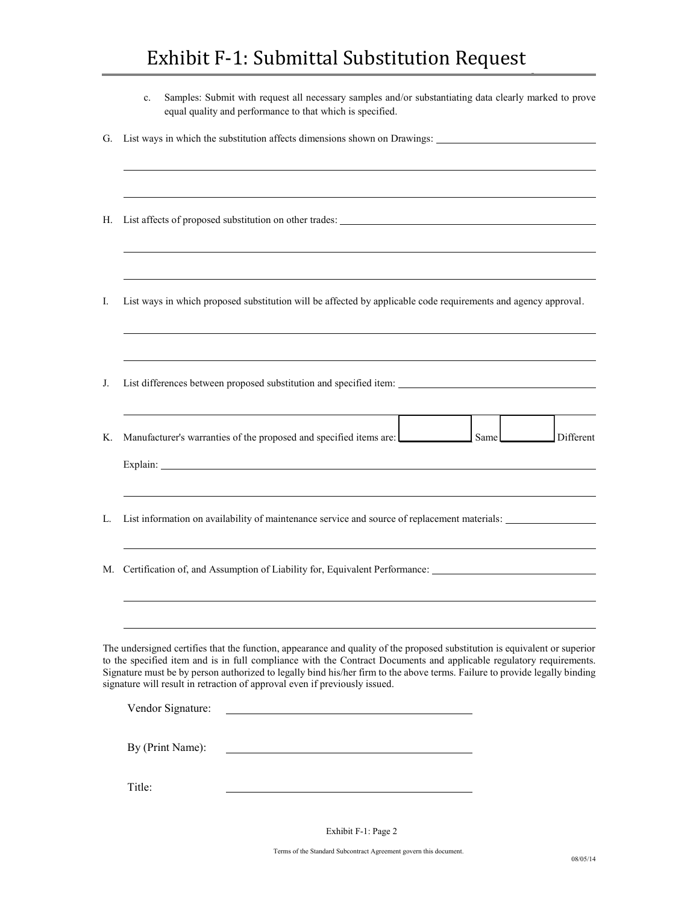# Exhibit F-1: Submittal Substitution Request

c. Samples: Submit with request all necessary samples and/or substantiating data clearly marked to prove equal quality and performance to that which is specified.

G. List ways in which the substitution affects dimensions shown on Drawings: \_\_\_\_\_\_\_\_\_\_\_\_\_\_\_\_\_\_\_\_

H. List affects of proposed substitution on other trades: \_\_\_\_\_\_\_\_\_\_\_\_\_\_\_\_\_\_\_\_

I. List ways in which proposed substitution will be affected by applicable code requirements and agency approval.

J. List differences between proposed substitution and specified item: \_\_\_\_\_\_\_\_\_\_\_\_\_\_\_\_\_\_\_\_

K. Manufacturer's warranties of the proposed and specified items are: ☐ Same ☐ Different

Explain: \_\_\_\_\_\_\_\_\_\_\_\_\_\_\_\_\_\_\_\_

L. List information on availability of maintenance service and source of replacement materials: \_\_\_\_\_\_\_\_\_\_\_\_\_\_\_\_\_\_\_\_

M. Certification of, and Assumption of Liability for, Equivalent Performance: \_\_\_\_\_\_\_\_\_\_\_\_\_\_\_\_\_\_\_\_

The undersigned certifies that the function, appearance and quality of the proposed substitution is equivalent or superior to the specified item and is in full compliance with the Contract Documents and applicable regulatory requirements. Signature must be by person authorized to legally bind his/her firm to the above terms. Failure to provide legally binding signature will result in retraction of approval even if previously issued.

Vendor Signature: \_\_\_\_\_\_\_\_\_\_\_\_\_\_\_\_\_\_\_\_

By (Print Name): \_\_\_\_\_\_\_\_\_\_\_\_\_\_\_\_\_\_\_\_

Title: \_\_\_\_\_\_\_\_\_\_\_\_\_\_\_\_\_\_\_\_

Terms of the Standard Subcontract Agreement govern this document.

08/05/14